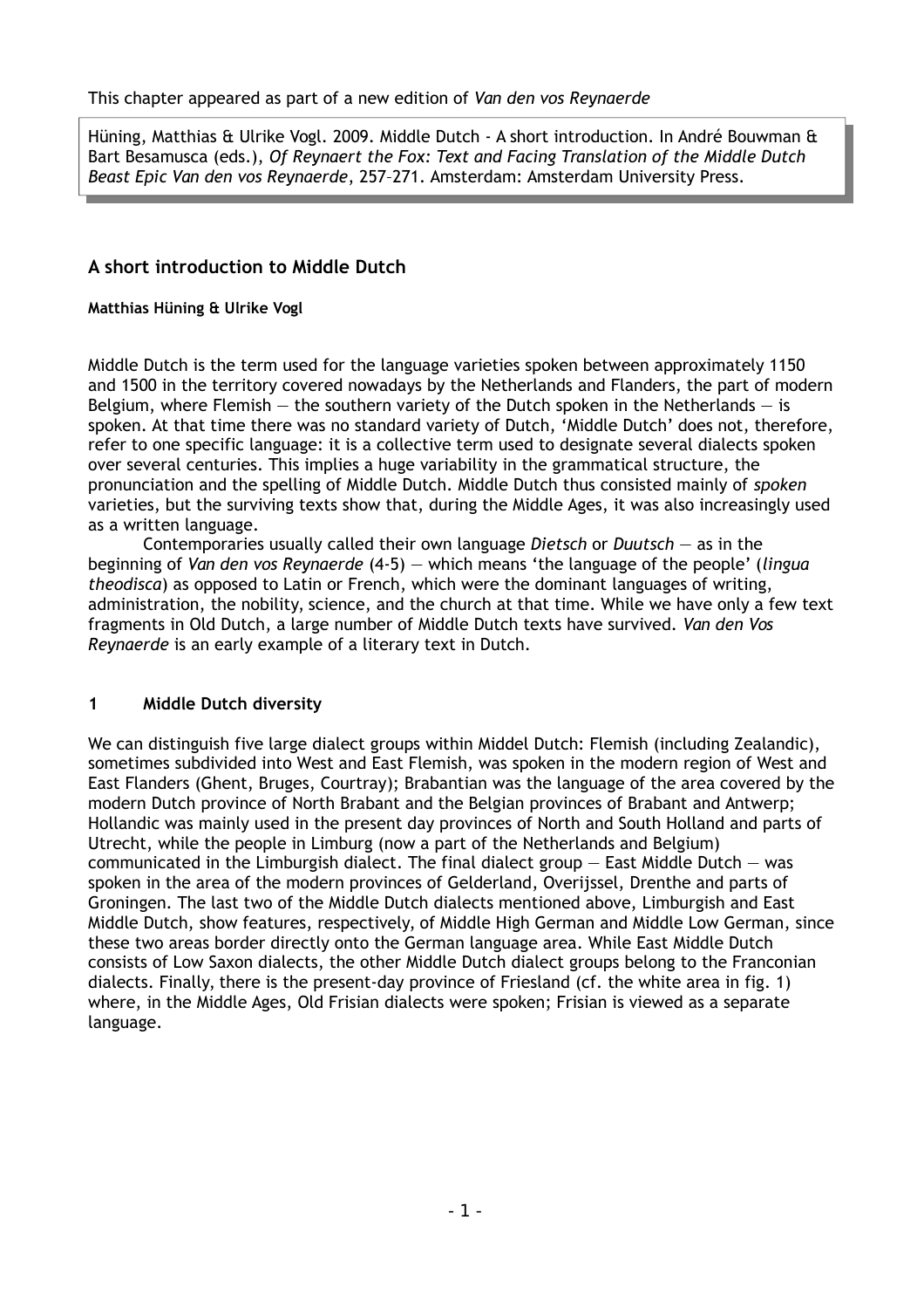This chapter appeared as part of a new edition of *Van den vos Reynaerde*

Hüning, Matthias & Ulrike Vogl. 2009. Middle Dutch - A short introduction. In André Bouwman & Bart Besamusca (eds.), *Of Reynaert the Fox: Text and Facing Translation of the Middle Dutch Beast Epic Van den vos Reynaerde*, 257–271. Amsterdam: Amsterdam University Press.

## A short introduction to Middle Dutch

**Matthias Hüning & Ulrike Vogl**

Middle Dutch is the term used for the language varieties spoken between approximately 1150 and 1500 in the territory covered nowadays by the Netherlands and Flanders, the part of modern Belgium, where Flemish — the southern variety of the Dutch spoken in the Netherlands — is spoken. At that time there was no standard variety of Dutch, 'Middle Dutch' does not, therefore, refer to one specific language: it is a collective term used to designate several dialects spoken over several centuries. This implies a huge variability in the grammatical structure, the pronunciation and the spelling of Middle Dutch. Middle Dutch thus consisted mainly of *spoken* varieties, but the surviving texts show that, during the Middle Ages, it was also increasingly used as a written language.

Contemporaries usually called their own language *Dietsch* or *Duutsch* — as in the beginning of *Van den vos Reynaerde* (4-5) — which means 'the language of the people' (*lingua theodisca*) as opposed to Latin or French, which were the dominant languages of writing, administration, the nobility, science, and the church at that time. While we have only a few text fragments in Old Dutch, a large number of Middle Dutch texts have survived. *Van den Vos Reynaerde* is an early example of a literary text in Dutch.

### 1 Middle Dutch diversity

We can distinguish five large dialect groups within Middel Dutch: Flemish (including Zealandic), sometimes subdivided into West and East Flemish, was spoken in the modern region of West and East Flanders (Ghent, Bruges, Courtray); Brabantian was the language of the area covered by the modern Dutch province of North Brabant and the Belgian provinces of Brabant and Antwerp; Hollandic was mainly used in the present day provinces of North and South Holland and parts of Utrecht, while the people in Limburg (now a part of the Netherlands and Belgium) communicated in the Limburgish dialect. The final dialect group — East Middle Dutch — was spoken in the area of the modern provinces of Gelderland, Overijssel, Drenthe and parts of Groningen. The last two of the Middle Dutch dialects mentioned above, Limburgish and East Middle Dutch, show features, respectively, of Middle High German and Middle Low German, since these two areas border directly onto the German language area. While East Middle Dutch consists of Low Saxon dialects, the other Middle Dutch dialect groups belong to the Franconian dialects. Finally, there is the present-day province of Friesland (cf. the white area in fig. 1) where, in the Middle Ages, Old Frisian dialects were spoken; Frisian is viewed as a separate language.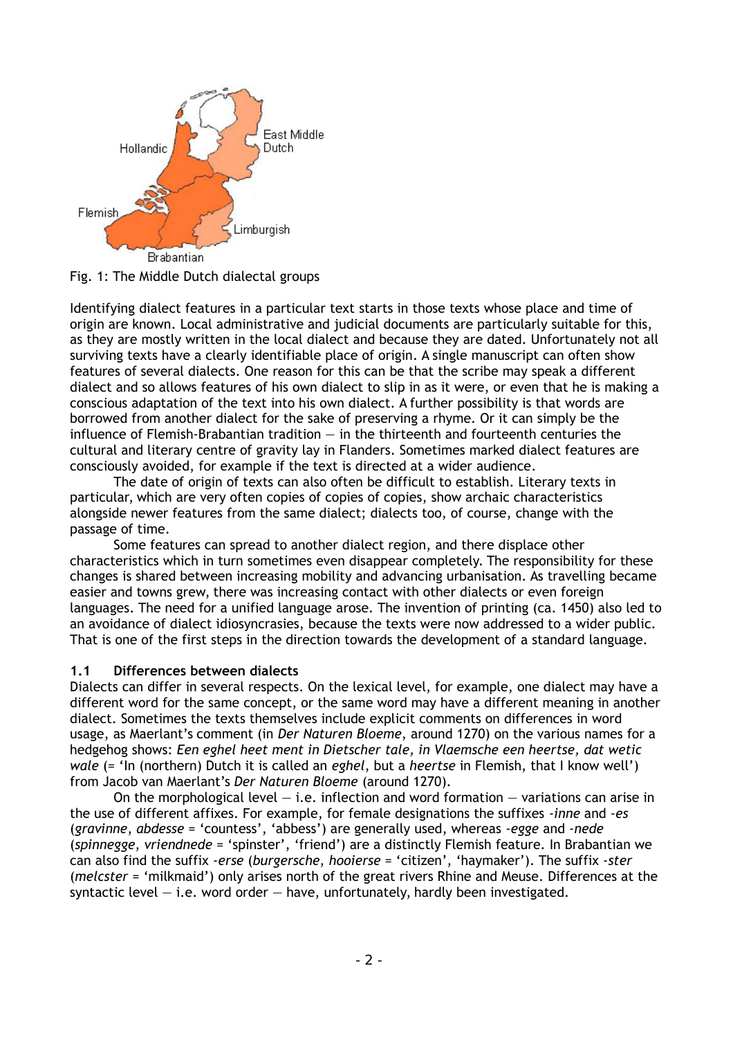Hollandic

East Middle Dutch

Flemish

Limburgish

Brabantian

Fig. 1: The Middle Dutch dialectal groups

Identifying dialect features in a particular text starts in those texts whose place and time of origin are known. Local administrative and judicial documents are particularly suitable for this, as they are mostly written in the local dialect and because they are dated. Unfortunately not all surviving texts have a clearly identifiable place of origin. A single manuscript can often show features of several dialects. One reason for this can be that the scribe may speak a different dialect and so allows features of his own dialect to slip in as it were, or even that he is making a conscious adaptation of the text into his own dialect. A further possibility is that words are borrowed from another dialect for the sake of preserving a rhyme. Or it can simply be the influence of Flemish-Brabantian tradition — in the thirteenth and fourteenth centuries the cultural and literary centre of gravity lay in Flanders. Sometimes marked dialect features are consciously avoided, for example if the text is directed at a wider audience.

The date of origin of texts can also often be difficult to establish. Literary texts in particular, which are very often copies of copies of copies, show archaic characteristics alongside newer features from the same dialect; dialects too, of course, change with the passage of time.

Some features can spread to another dialect region, and there displace other characteristics which in turn sometimes even disappear completely. The responsibility for these changes is shared between increasing mobility and advancing urbanisation. As travelling became easier and towns grew, there was increasing contact with other dialects or even foreign languages. The need for a unified language arose. The invention of printing (ca. 1450) also led to an avoidance of dialect idiosyncrasies, because the texts were now addressed to a wider public. That is one of the first steps in the direction towards the development of a standard language.

## 1.1 Differences between dialects

Dialects can differ in several respects. On the lexical level, for example, one dialect may have a different word for the same concept, or the same word may have a different meaning in another dialect. Sometimes the texts themselves include explicit comments on differences in word usage, as Maerlant's comment (in *Der Naturen Bloeme*, around 1270) on the various names for a hedgehog shows: *Een eghel heet ment in Dietscher tale, in Vlaemsche een heertse, dat wetic wale* (= 'In (northern) Dutch it is called an *eghel*, but a *heertse* in Flemish, that I know well') from Jacob van Maerlant's *Der Naturen Bloeme* (around 1270).

On the morphological level — i.e. inflection and word formation — variations can arise in the use of different affixes. For example, for female designations the suffixes *-inne* and *-es* (*gravinne*, *abdesse* = 'countess', 'abbess') are generally used, whereas *-egge* and *-nede* (*spinnegge*, *vriendnede* = 'spinster', 'friend') are a distinctly Flemish feature. In Brabantian we can also find the suffix *-erse* (*burgersche*, *hooierse* = 'citizen', 'haymaker'). The suffix *-ster* (*melcster* = 'milkmaid') only arises north of the great rivers Rhine and Meuse. Differences at the syntactic level — i.e. word order — have, unfortunately, hardly been investigated.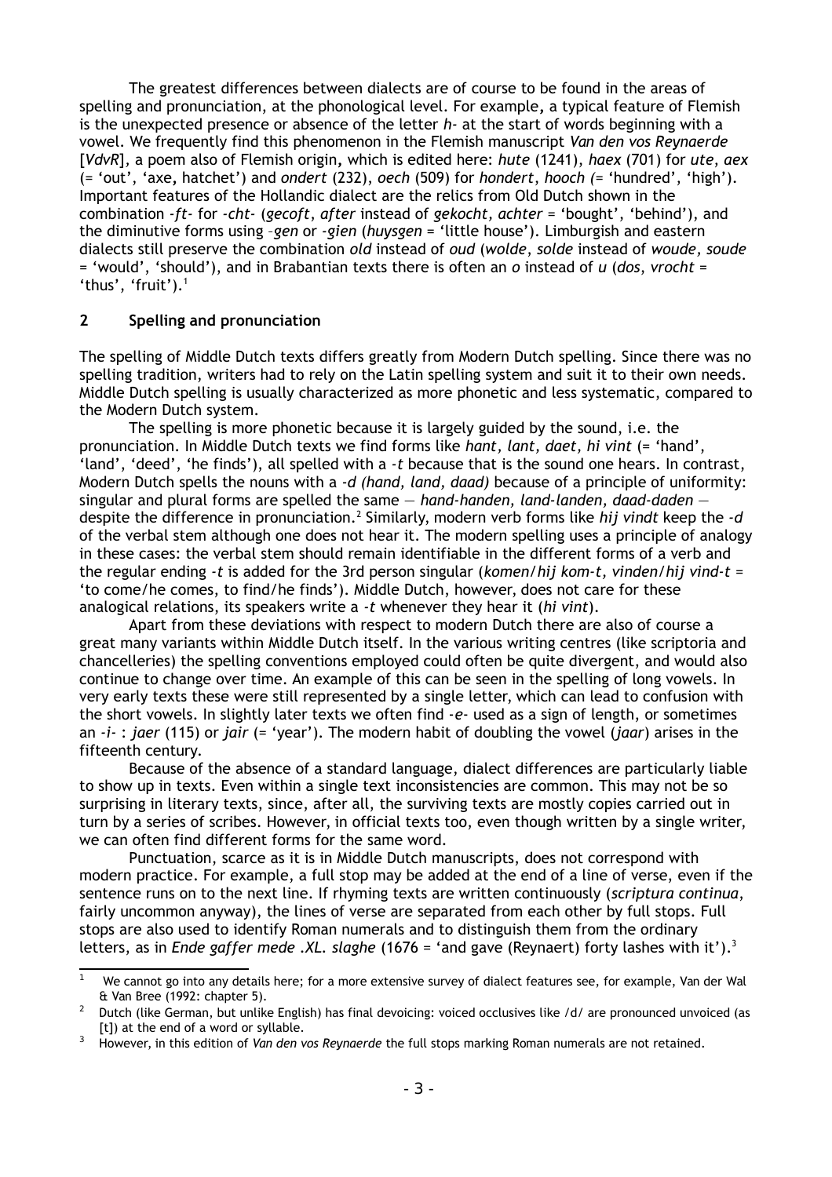The greatest differences between dialects are of course to be found in the areas of spelling and pronunciation, at the phonological level. For example, a typical feature of Flemish is the unexpected presence or absence of the letter *h-* at the start of words beginning with a vowel. We frequently find this phenomenon in the Flemish manuscript *Van den vos Reynaerde* [*VdvR*], a poem also of Flemish origin, which is edited here: *hute* (1241), *haex* (701) for *ute*, *aex* (= 'out', 'axe, hatchet') and *ondert* (232), *oech* (509) for *hondert*, *hooch (*= 'hundred', 'high'). Important features of the Hollandic dialect are the relics from Old Dutch shown in the combination *-ft-* for *-cht-* (*gecoft*, *after* instead of *gekocht, achter* = 'bought', 'behind'), and the diminutive forms using –*gen* or *-gien* (*huysgen* = 'little house'). Limburgish and eastern dialects still preserve the combination *old* instead of *oud* (*wolde*, *solde* instead of *woude, soude* = 'would', 'should'), and in Brabantian texts there is often an *o* instead of *u* (*dos*, *vrocht* = 'thus', 'fruit').[1]

## 2 Spelling and pronunciation

The spelling of Middle Dutch texts differs greatly from Modern Dutch spelling. Since there was no spelling tradition, writers had to rely on the Latin spelling system and suit it to their own needs. Middle Dutch spelling is usually characterized as more phonetic and less systematic, compared to the Modern Dutch system.

The spelling is more phonetic because it is largely guided by the sound, i.e. the pronunciation. In Middle Dutch texts we find forms like *hant, lant, daet, hi vint* (= 'hand', 'land', 'deed', 'he finds'), all spelled with a *-t* because that is the sound one hears. In contrast, Modern Dutch spells the nouns with a *-d (hand, land, daad)* because of a principle of uniformity: singular and plural forms are spelled the same — *hand-handen, land-landen, daad-daden* — despite the difference in pronunciation.[2] Similarly, modern verb forms like *hij vindt* keep the *-d* of the verbal stem although one does not hear it. The modern spelling uses a principle of analogy in these cases: the verbal stem should remain identifiable in the different forms of a verb and the regular ending *-t* is added for the 3rd person singular (*komen/hij kom-t, vinden/hij vind-t* = 'to come/he comes, to find/he finds'). Middle Dutch, however, does not care for these analogical relations, its speakers write a *-t* whenever they hear it (*hi vint*).

Apart from these deviations with respect to modern Dutch there are also of course a great many variants within Middle Dutch itself. In the various writing centres (like scriptoria and chancelleries) the spelling conventions employed could often be quite divergent, and would also continue to change over time. An example of this can be seen in the spelling of long vowels. In very early texts these were still represented by a single letter, which can lead to confusion with the short vowels. In slightly later texts we often find *-e-* used as a sign of length, or sometimes an *-i-* : *jaer* (115) or *jair* (= 'year'). The modern habit of doubling the vowel (*jaar*) arises in the fifteenth century.

Because of the absence of a standard language, dialect differences are particularly liable to show up in texts. Even within a single text inconsistencies are common. This may not be so surprising in literary texts, since, after all, the surviving texts are mostly copies carried out in turn by a series of scribes. However, in official texts too, even though written by a single writer, we can often find different forms for the same word.

Punctuation, scarce as it is in Middle Dutch manuscripts, does not correspond with modern practice. For example, a full stop may be added at the end of a line of verse, even if the sentence runs on to the next line. If rhyming texts are written continuously (*scriptura continua*, fairly uncommon anyway), the lines of verse are separated from each other by full stops. Full stops are also used to identify Roman numerals and to distinguish them from the ordinary letters, as in *Ende gaffer mede .XL. slaghe* (1676 = 'and gave (Reynaert) forty lashes with it').[3]

---

[1] We cannot go into any details here; for a more extensive survey of dialect features see, for example, Van der Wal & Van Bree (1992: chapter 5).

[2] Dutch (like German, but unlike English) has final devoicing: voiced occlusives like /d/ are pronounced unvoiced (as [t]) at the end of a word or syllable.

[3] However, in this edition of *Van den vos Reynaerde* the full stops marking Roman numerals are not retained.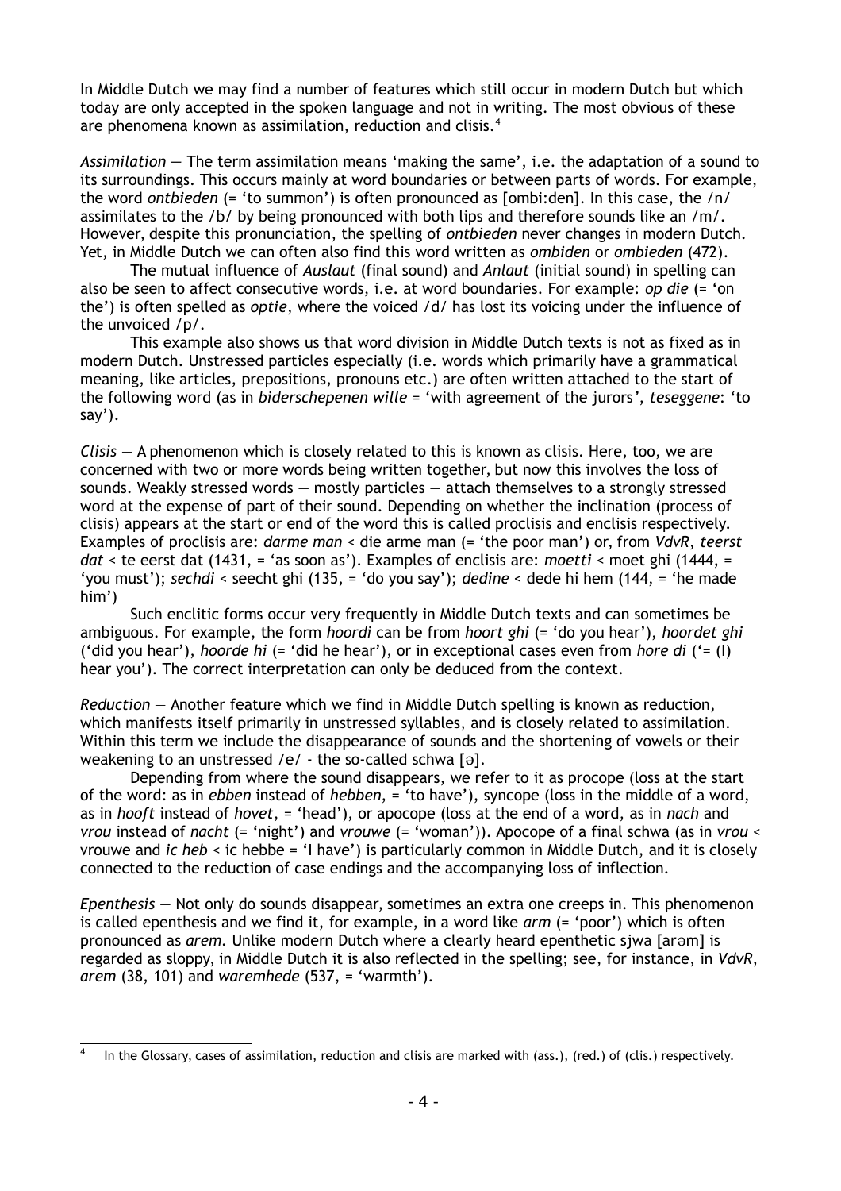In Middle Dutch we may find a number of features which still occur in modern Dutch but which today are only accepted in the spoken language and not in writing. The most obvious of these are phenomena known as assimilation, reduction and clisis.[4]

*Assimilation* — The term assimilation means 'making the same', i.e. the adaptation of a sound to its surroundings. This occurs mainly at word boundaries or between parts of words. For example, the word *ontbieden* (= 'to summon') is often pronounced as [ombi:den]. In this case, the /n/ assimilates to the /b/ by being pronounced with both lips and therefore sounds like an /m/. However, despite this pronunciation, the spelling of *ontbieden* never changes in modern Dutch. Yet, in Middle Dutch we can often also find this word written as *ombiden* or *ombieden* (472).

The mutual influence of *Auslaut* (final sound) and *Anlaut* (initial sound) in spelling can also be seen to affect consecutive words, i.e. at word boundaries. For example: *op die* (= 'on the') is often spelled as *optie*, where the voiced /d/ has lost its voicing under the influence of the unvoiced /p/.

This example also shows us that word division in Middle Dutch texts is not as fixed as in modern Dutch. Unstressed particles especially (i.e. words which primarily have a grammatical meaning, like articles, prepositions, pronouns etc.) are often written attached to the start of the following word (as in *biderschepenen wille* = 'with agreement of the jurors', *teseggene*: 'to say').

*Clisis* — A phenomenon which is closely related to this is known as clisis. Here, too, we are concerned with two or more words being written together, but now this involves the loss of sounds. Weakly stressed words — mostly particles — attach themselves to a strongly stressed word at the expense of part of their sound. Depending on whether the inclination (process of clisis) appears at the start or end of the word this is called proclisis and enclisis respectively. Examples of proclisis are: *darme man* < die arme man (= 'the poor man') or, from *VdvR*, *teerst dat* < te eerst dat (1431, = 'as soon as'). Examples of enclisis are: *moetti* < moet ghi (1444, = 'you must'); *sechdi* < seecht ghi (135, = 'do you say'); *dedine* < dede hi hem (144, = 'he made him')

Such enclitic forms occur very frequently in Middle Dutch texts and can sometimes be ambiguous. For example, the form *hoordi* can be from *hoort ghi* (= 'do you hear'), *hoordet ghi* ('did you hear'), *hoorde hi* (= 'did he hear'), or in exceptional cases even from *hore di* ('= (I) hear you'). The correct interpretation can only be deduced from the context.

*Reduction* — Another feature which we find in Middle Dutch spelling is known as reduction, which manifests itself primarily in unstressed syllables, and is closely related to assimilation. Within this term we include the disappearance of sounds and the shortening of vowels or their weakening to an unstressed /e/ - the so-called schwa [ə].

Depending from where the sound disappears, we refer to it as procope (loss at the start of the word: as in *ebben* instead of *hebben*, = 'to have'), syncope (loss in the middle of a word, as in *hooft* instead of *hovet*, = 'head'), or apocope (loss at the end of a word, as in *nach* and *vrou* instead of *nacht* (= 'night') and *vrouwe* (= 'woman')). Apocope of a final schwa (as in *vrou* < vrouwe and *ic heb* < ic hebbe = 'I have') is particularly common in Middle Dutch, and it is closely connected to the reduction of case endings and the accompanying loss of inflection.

*Epenthesis* — Not only do sounds disappear, sometimes an extra one creeps in. This phenomenon is called epenthesis and we find it, for example, in a word like *arm* (= 'poor') which is often pronounced as *arem*. Unlike modern Dutch where a clearly heard epenthetic sjwa [arəm] is regarded as sloppy, in Middle Dutch it is also reflected in the spelling; see, for instance, in *VdvR*, *arem* (38, 101) and *waremhede* (537, = 'warmth').

---

[4] In the Glossary, cases of assimilation, reduction and clisis are marked with (ass.), (red.) of (clis.) respectively.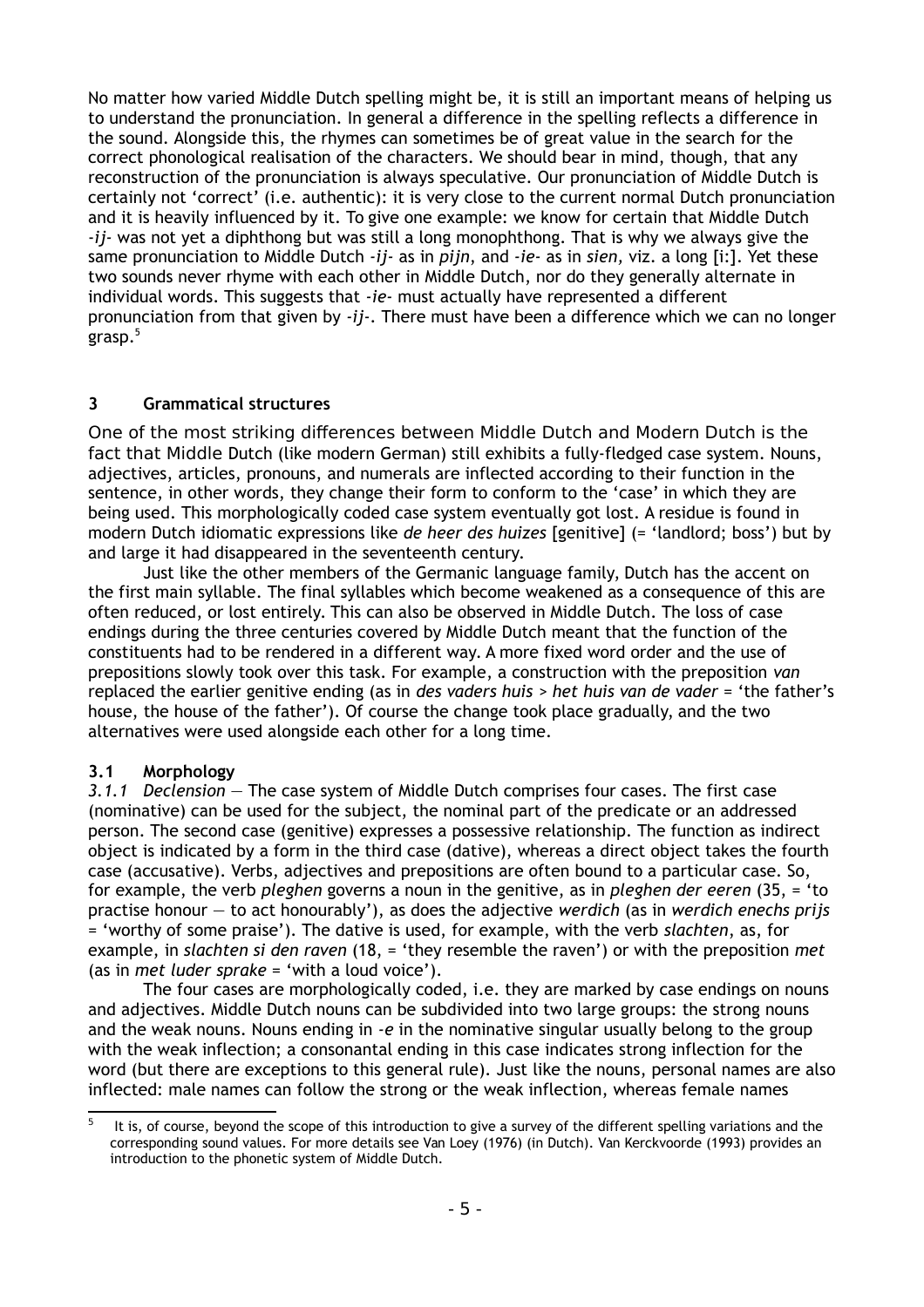No matter how varied Middle Dutch spelling might be, it is still an important means of helping us to understand the pronunciation. In general a difference in the spelling reflects a difference in the sound. Alongside this, the rhymes can sometimes be of great value in the search for the correct phonological realisation of the characters. We should bear in mind, though, that any reconstruction of the pronunciation is always speculative. Our pronunciation of Middle Dutch is certainly not 'correct' (i.e. authentic): it is very close to the current normal Dutch pronunciation and it is heavily influenced by it. To give one example: we know for certain that Middle Dutch *-ij-* was not yet a diphthong but was still a long monophthong. That is why we always give the same pronunciation to Middle Dutch *-ij-* as in *pijn*, and *-ie-* as in *sien,* viz. a long [i:]. Yet these two sounds never rhyme with each other in Middle Dutch, nor do they generally alternate in individual words. This suggests that *-ie-* must actually have represented a different pronunciation from that given by *-ij-*. There must have been a difference which we can no longer grasp.[5]

## 3 Grammatical structures

One of the most striking differences between Middle Dutch and Modern Dutch is the fact that Middle Dutch (like modern German) still exhibits a fully-fledged case system. Nouns, adjectives, articles, pronouns, and numerals are inflected according to their function in the sentence, in other words, they change their form to conform to the 'case' in which they are being used. This morphologically coded case system eventually got lost. A residue is found in modern Dutch idiomatic expressions like *de heer des huizes* [genitive] (= 'landlord; boss') but by and large it had disappeared in the seventeenth century.

Just like the other members of the Germanic language family, Dutch has the accent on the first main syllable. The final syllables which become weakened as a consequence of this are often reduced, or lost entirely. This can also be observed in Middle Dutch. The loss of case endings during the three centuries covered by Middle Dutch meant that the function of the constituents had to be rendered in a different way. A more fixed word order and the use of prepositions slowly took over this task. For example, a construction with the preposition *van* replaced the earlier genitive ending (as in *des vaders huis* > *het huis van de vader* = 'the father's house, the house of the father'). Of course the change took place gradually, and the two alternatives were used alongside each other for a long time.

### 3.1 Morphology

*3.1.1 Declension* — The case system of Middle Dutch comprises four cases. The first case (nominative) can be used for the subject, the nominal part of the predicate or an addressed person. The second case (genitive) expresses a possessive relationship. The function as indirect object is indicated by a form in the third case (dative), whereas a direct object takes the fourth case (accusative). Verbs, adjectives and prepositions are often bound to a particular case. So, for example, the verb *pleghen* governs a noun in the genitive, as in *pleghen der eeren* (35, = 'to practise honour — to act honourably'), as does the adjective *werdich* (as in *werdich enechs prijs* = 'worthy of some praise'). The dative is used, for example, with the verb *slachten*, as, for example, in *slachten si den raven* (18, = 'they resemble the raven') or with the preposition *met* (as in *met luder sprake* = 'with a loud voice').

The four cases are morphologically coded, i.e. they are marked by case endings on nouns and adjectives. Middle Dutch nouns can be subdivided into two large groups: the strong nouns and the weak nouns. Nouns ending in *-e* in the nominative singular usually belong to the group with the weak inflection; a consonantal ending in this case indicates strong inflection for the word (but there are exceptions to this general rule). Just like the nouns, personal names are also inflected: male names can follow the strong or the weak inflection, whereas female names

---

[5] It is, of course, beyond the scope of this introduction to give a survey of the different spelling variations and the corresponding sound values. For more details see Van Loey (1976) (in Dutch). Van Kerckvoorde (1993) provides an introduction to the phonetic system of Middle Dutch.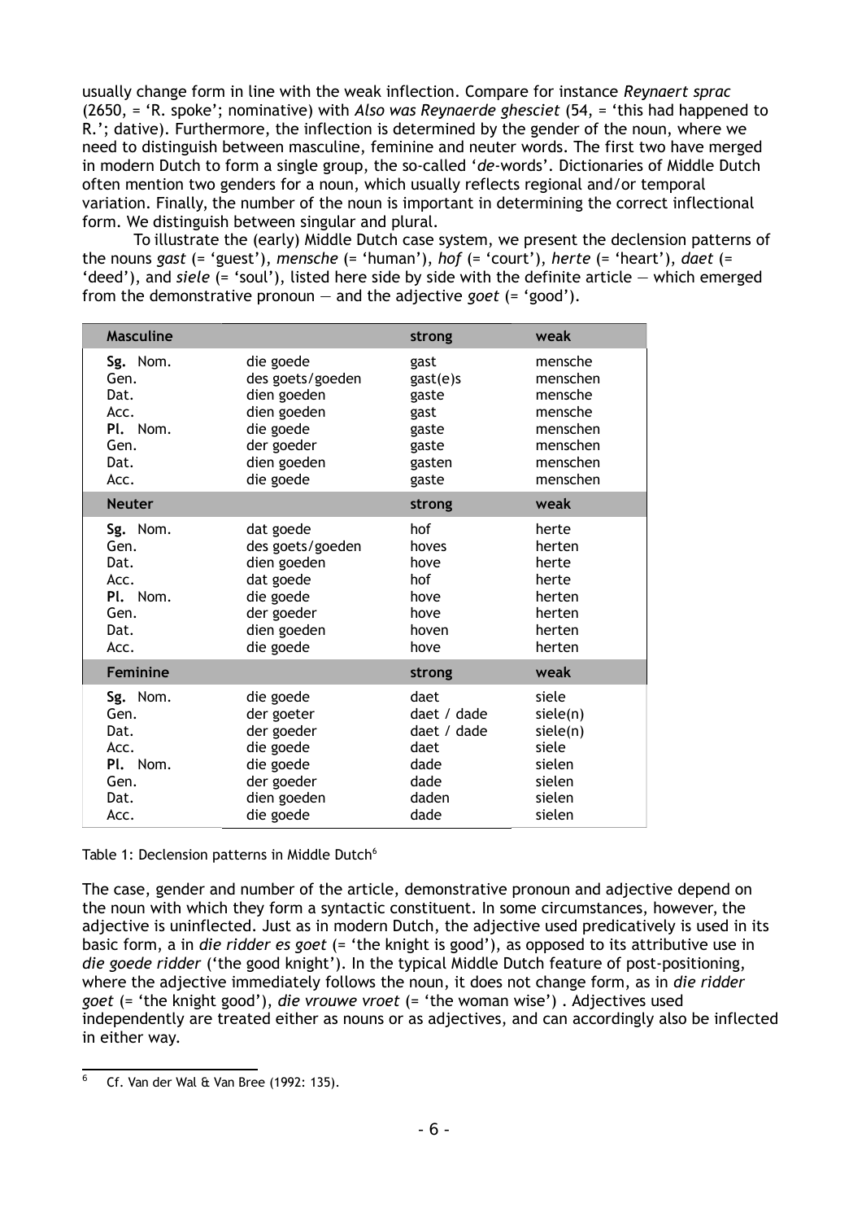usually change form in line with the weak inflection. Compare for instance *Reynaert sprac* (2650, = 'R. spoke'; nominative) with *Also was Reynaerde ghesciet* (54, = 'this had happened to R.'; dative). Furthermore, the inflection is determined by the gender of the noun, where we need to distinguish between masculine, feminine and neuter words. The first two have merged in modern Dutch to form a single group, the so-called '*de*-words'. Dictionaries of Middle Dutch often mention two genders for a noun, which usually reflects regional and/or temporal variation. Finally, the number of the noun is important in determining the correct inflectional form. We distinguish between singular and plural.

To illustrate the (early) Middle Dutch case system, we present the declension patterns of the nouns *gast* (= 'guest'), *mensche* (= 'human'), *hof* (= 'court'), *herte* (= 'heart'), *daet* (= 'deed'), and *siele* (= 'soul'), listed here side by side with the definite article — which emerged from the demonstrative pronoun — and the adjective *goet* (= 'good').

| **Masculine** | | **strong** | **weak** |
|---|---|---|---|
| **Sg.** Nom. | die goede | gast | mensche |
| Gen. | des goets/goeden | gast(e)s | menschen |
| Dat. | dien goeden | gaste | mensche |
| Acc. | dien goeden | gast | mensche |
| **Pl.** Nom. | die goede | gaste | menschen |
| Gen. | der goeder | gaste | menschen |
| Dat. | dien goeden | gasten | menschen |
| Acc. | die goede | gaste | menschen |
| **Neuter** | | **strong** | **weak** |
| **Sg.** Nom. | dat goede | hof | herte |
| Gen. | des goets/goeden | hoves | herten |
| Dat. | dien goeden | hove | herte |
| Acc. | dat goede | hof | herte |
| **Pl.** Nom. | die goede | hove | herten |
| Gen. | der goeder | hove | herten |
| Dat. | dien goeden | hoven | herten |
| Acc. | die goede | hove | herten |
| **Feminine** | | **strong** | **weak** |
| **Sg.** Nom. | die goede | daet | siele |
| Gen. | der goeter | daet / dade | siele(n) |
| Dat. | der goeder | daet / dade | siele(n) |
| Acc. | die goede | daet | siele |
| **Pl.** Nom. | die goede | dade | sielen |
| Gen. | der goeder | dade | sielen |
| Dat. | dien goeden | daden | sielen |
| Acc. | die goede | dade | sielen |

Table 1: Declension patterns in Middle Dutch[6]

The case, gender and number of the article, demonstrative pronoun and adjective depend on the noun with which they form a syntactic constituent. In some circumstances, however, the adjective is uninflected. Just as in modern Dutch, the adjective used predicatively is used in its basic form, a in *die ridder es goet* (= 'the knight is good'), as opposed to its attributive use in *die goede ridder* ('the good knight'). In the typical Middle Dutch feature of post-positioning, where the adjective immediately follows the noun, it does not change form, as in *die ridder goet* (= 'the knight good'), *die vrouwe vroet* (= 'the woman wise') . Adjectives used independently are treated either as nouns or as adjectives, and can accordingly also be inflected in either way.

[6] Cf. Van der Wal & Van Bree (1992: 135).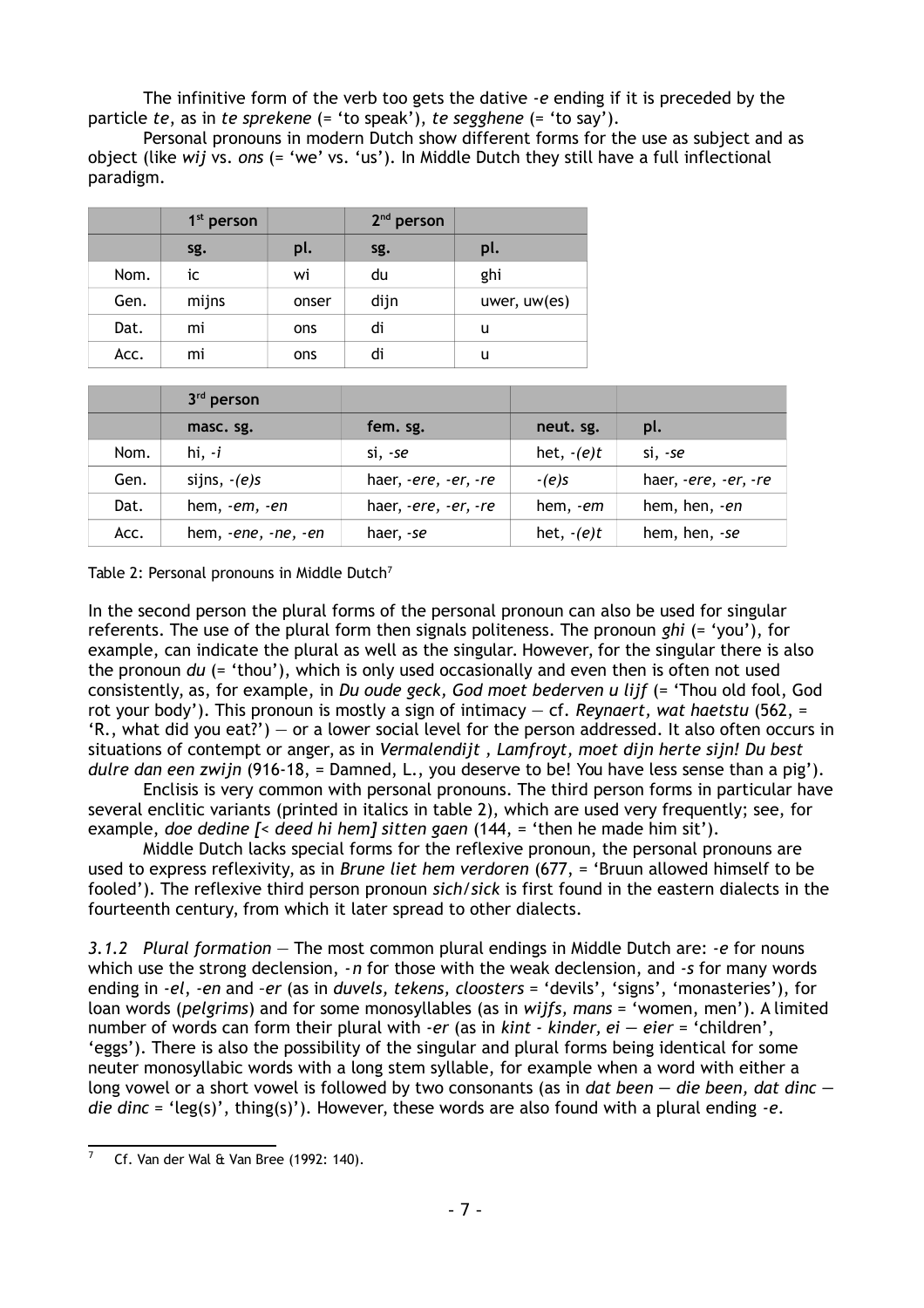The infinitive form of the verb too gets the dative *-e* ending if it is preceded by the particle *te*, as in *te sprekene* (= 'to speak'), *te segghene* (= 'to say').

Personal pronouns in modern Dutch show different forms for the use as subject and as object (like *wij* vs. *ons* (= 'we' vs. 'us'). In Middle Dutch they still have a full inflectional paradigm.

| | 1st person | | 2nd person | |
|---|---|---|---|---|
| | sg. | pl. | sg. | pl. |
| Nom. | ic | wi | du | ghi |
| Gen. | mijns | onser | dijn | uwer, uw(es) |
| Dat. | mi | ons | di | u |
| Acc. | mi | ons | di | u |

| | 3rd person | | | |
|---|---|---|---|---|
| | masc. sg. | fem. sg. | neut. sg. | pl. |
| Nom. | hi, *-i* | si, *-se* | het, *-(e)t* | si, *-se* |
| Gen. | sijns, *-(e)s* | haer, *-ere, -er, -re* | *-(e)s* | haer, *-ere, -er, -re* |
| Dat. | hem, *-em, -en* | haer, *-ere, -er, -re* | hem, *-em* | hem, hen, *-en* |
| Acc. | hem, *-ene, -ne, -en* | haer, *-se* | het, *-(e)t* | hem, hen, *-se* |

Table 2: Personal pronouns in Middle Dutch[7]

In the second person the plural forms of the personal pronoun can also be used for singular referents. The use of the plural form then signals politeness. The pronoun *ghi* (= 'you'), for example, can indicate the plural as well as the singular. However, for the singular there is also the pronoun *du* (= 'thou'), which is only used occasionally and even then is often not used consistently, as, for example, in *Du oude geck, God moet bederven u lijf* (= 'Thou old fool, God rot your body'). This pronoun is mostly a sign of intimacy — cf. *Reynaert, wat haetstu* (562, = 'R., what did you eat?') — or a lower social level for the person addressed. It also often occurs in situations of contempt or anger, as in *Vermalendijt , Lamfroyt, moet dijn herte sijn! Du best dulre dan een zwijn* (916-18, = Damned, L., you deserve to be! You have less sense than a pig').

Enclisis is very common with personal pronouns. The third person forms in particular have several enclitic variants (printed in italics in table 2), which are used very frequently; see, for example, *doe dedine [< deed hi hem] sitten gaen* (144, = 'then he made him sit').

Middle Dutch lacks special forms for the reflexive pronoun, the personal pronouns are used to express reflexivity, as in *Brune liet hem verdoren* (677, = 'Bruun allowed himself to be fooled'). The reflexive third person pronoun *sich*/*sick* is first found in the eastern dialects in the fourteenth century, from which it later spread to other dialects.

*3.1.2 Plural formation* — The most common plural endings in Middle Dutch are: *-e* for nouns which use the strong declension, *-n* for those with the weak declension, and *-s* for many words ending in *-el*, *-en* and *–er* (as in *duvels, tekens, cloosters* = 'devils', 'signs', 'monasteries'), for loan words (*pelgrims*) and for some monosyllables (as in *wijfs, mans* = 'women, men'). A limited number of words can form their plural with *-er* (as in *kint - kinder, ei — eier* = 'children', 'eggs'). There is also the possibility of the singular and plural forms being identical for some neuter monosyllabic words with a long stem syllable, for example when a word with either a long vowel or a short vowel is followed by two consonants (as in *dat been — die been, dat dinc — die dinc* = 'leg(s)', thing(s)'). However, these words are also found with a plural ending *-e*.

[7] Cf. Van der Wal & Van Bree (1992: 140).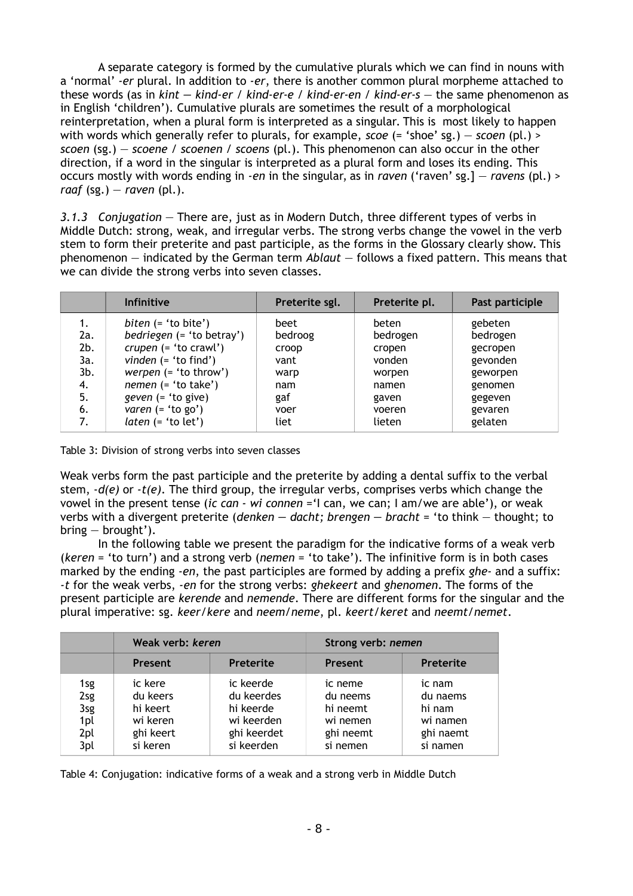A separate category is formed by the cumulative plurals which we can find in nouns with a 'normal' *-er* plural. In addition to *-er*, there is another common plural morpheme attached to these words (as in *kint* — *kind-er* / *kind-er-e* / *kind-er-en* / *kind-er-s* — the same phenomenon as in English 'children'). Cumulative plurals are sometimes the result of a morphological reinterpretation, when a plural form is interpreted as a singular. This is most likely to happen with words which generally refer to plurals, for example, *scoe* (= 'shoe' sg.) — *scoen* (pl.) > *scoen* (sg.) — *scoene* / *scoenen* / *scoens* (pl.). This phenomenon can also occur in the other direction, if a word in the singular is interpreted as a plural form and loses its ending. This occurs mostly with words ending in *-en* in the singular, as in *raven* ('raven' sg.] — *ravens* (pl.) > *raaf* (sg.) — *raven* (pl.).

*3.1.3 Conjugation* — There are, just as in Modern Dutch, three different types of verbs in Middle Dutch: strong, weak, and irregular verbs. The strong verbs change the vowel in the verb stem to form their preterite and past participle, as the forms in the Glossary clearly show. This phenomenon — indicated by the German term *Ablaut* — follows a fixed pattern. This means that we can divide the strong verbs into seven classes.

| | Infinitive | Preterite sgl. | Preterite pl. | Past participle |
|---|---|---|---|---|
| 1. | *biten* (= 'to bite') | beet | beten | gebeten |
| 2a. | *bedriegen* (= 'to betray') | bedroog | bedrogen | bedrogen |
| 2b. | *crupen* (= 'to crawl') | croop | cropen | gecropen |
| 3a. | *vinden* (= 'to find') | vant | vonden | gevonden |
| 3b. | *werpen* (= 'to throw') | warp | worpen | geworpen |
| 4. | *nemen* (= 'to take') | nam | namen | genomen |
| 5. | *geven* (= 'to give) | gaf | gaven | gegeven |
| 6. | *varen* (= 'to go') | voer | voeren | gevaren |
| 7. | *laten* (= 'to let') | liet | lieten | gelaten |

Table 3: Division of strong verbs into seven classes

Weak verbs form the past participle and the preterite by adding a dental suffix to the verbal stem, *-d(e)* or *-t(e)*. The third group, the irregular verbs, comprises verbs which change the vowel in the present tense (*ic can - wi connen* ='I can, we can; I am/we are able'), or weak verbs with a divergent preterite (*denken — dacht; brengen — bracht* = 'to think — thought; to bring — brought').

In the following table we present the paradigm for the indicative forms of a weak verb (*keren* = 'to turn') and a strong verb (*nemen* = 'to take'). The infinitive form is in both cases marked by the ending *-en*, the past participles are formed by adding a prefix *ghe-* and a suffix: *-t* for the weak verbs, *-en* for the strong verbs: *ghekeert* and *ghenomen*. The forms of the present participle are *kerende* and *nemende*. There are different forms for the singular and the plural imperative: sg. *keer*/*kere* and *neem*/*neme*, pl. *keert*/*keret* and *neemt*/*nemet*.

| | Weak verb: *keren* | | Strong verb: *nemen* | |
|---|---|---|---|---|
| | Present | Preterite | Present | Preterite |
| 1sg | ic kere | ic keerde | ic neme | ic nam |
| 2sg | du keers | du keerdes | du neems | du naems |
| 3sg | hi keert | hi keerde | hi neemt | hi nam |
| 1pl | wi keren | wi keerden | wi nemen | wi namen |
| 2pl | ghi keert | ghi keerdet | ghi neemt | ghi naemt |
| 3pl | si keren | si keerden | si nemen | si namen |

Table 4: Conjugation: indicative forms of a weak and a strong verb in Middle Dutch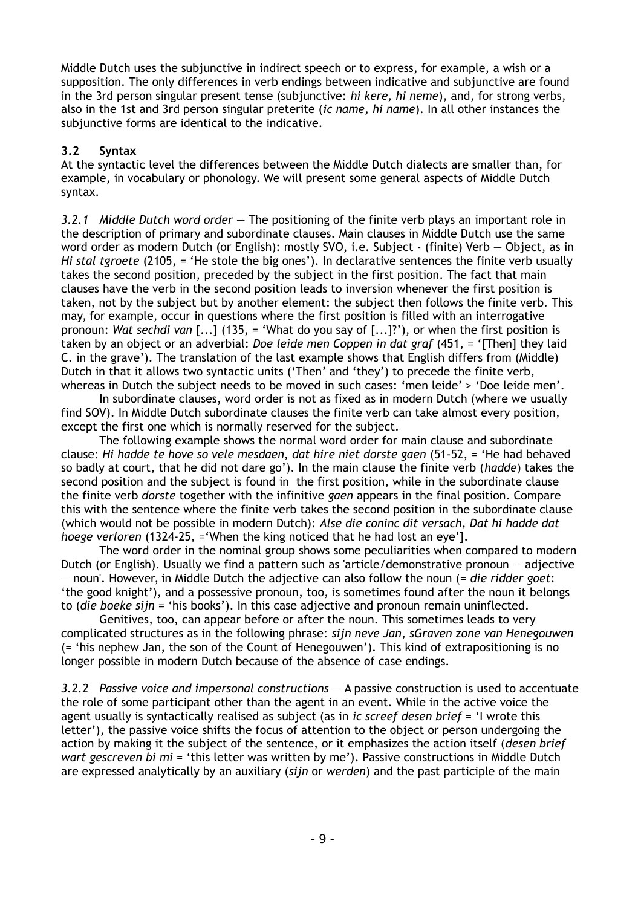Middle Dutch uses the subjunctive in indirect speech or to express, for example, a wish or a supposition. The only differences in verb endings between indicative and subjunctive are found in the 3rd person singular present tense (subjunctive: *hi kere, hi neme*), and, for strong verbs, also in the 1st and 3rd person singular preterite (*ic name, hi name*). In all other instances the subjunctive forms are identical to the indicative.

### 3.2 Syntax

At the syntactic level the differences between the Middle Dutch dialects are smaller than, for example, in vocabulary or phonology. We will present some general aspects of Middle Dutch syntax.

*3.2.1 Middle Dutch word order* — The positioning of the finite verb plays an important role in the description of primary and subordinate clauses. Main clauses in Middle Dutch use the same word order as modern Dutch (or English): mostly SVO, i.e. Subject - (finite) Verb — Object, as in *Hi stal tgroete* (2105, = 'He stole the big ones'). In declarative sentences the finite verb usually takes the second position, preceded by the subject in the first position. The fact that main clauses have the verb in the second position leads to inversion whenever the first position is taken, not by the subject but by another element: the subject then follows the finite verb. This may, for example, occur in questions where the first position is filled with an interrogative pronoun: *Wat sechdi van* [...] (135, = 'What do you say of [...]?'), or when the first position is taken by an object or an adverbial: *Doe leide men Coppen in dat graf* (451, = '[Then] they laid C. in the grave'). The translation of the last example shows that English differs from (Middle) Dutch in that it allows two syntactic units ('Then' and 'they') to precede the finite verb, whereas in Dutch the subject needs to be moved in such cases: 'men leide' > 'Doe leide men'.

In subordinate clauses, word order is not as fixed as in modern Dutch (where we usually find SOV). In Middle Dutch subordinate clauses the finite verb can take almost every position, except the first one which is normally reserved for the subject.

The following example shows the normal word order for main clause and subordinate clause: *Hi hadde te hove so vele mesdaen, dat hire niet dorste gaen* (51-52, = 'He had behaved so badly at court, that he did not dare go'). In the main clause the finite verb (*hadde*) takes the second position and the subject is found in the first position, while in the subordinate clause the finite verb *dorste* together with the infinitive *gaen* appears in the final position. Compare this with the sentence where the finite verb takes the second position in the subordinate clause (which would not be possible in modern Dutch): *Alse die coninc dit versach, Dat hi hadde dat hoege verloren* (1324-25, ='When the king noticed that he had lost an eye'].

The word order in the nominal group shows some peculiarities when compared to modern Dutch (or English). Usually we find a pattern such as 'article/demonstrative pronoun — adjective — noun'. However, in Middle Dutch the adjective can also follow the noun (= *die ridder goet*: 'the good knight'), and a possessive pronoun, too, is sometimes found after the noun it belongs to (*die boeke sijn* = 'his books'). In this case adjective and pronoun remain uninflected.

Genitives, too, can appear before or after the noun. This sometimes leads to very complicated structures as in the following phrase: *sijn neve Jan, sGraven zone van Henegouwen* (= 'his nephew Jan, the son of the Count of Henegouwen'). This kind of extrapositioning is no longer possible in modern Dutch because of the absence of case endings.

*3.2.2 Passive voice and impersonal constructions* — A passive construction is used to accentuate the role of some participant other than the agent in an event. While in the active voice the agent usually is syntactically realised as subject (as in *ic screef desen brief* = 'I wrote this letter'), the passive voice shifts the focus of attention to the object or person undergoing the action by making it the subject of the sentence, or it emphasizes the action itself (*desen brief wart gescreven bi mi* = 'this letter was written by me'). Passive constructions in Middle Dutch are expressed analytically by an auxiliary (*sijn* or *werden*) and the past participle of the main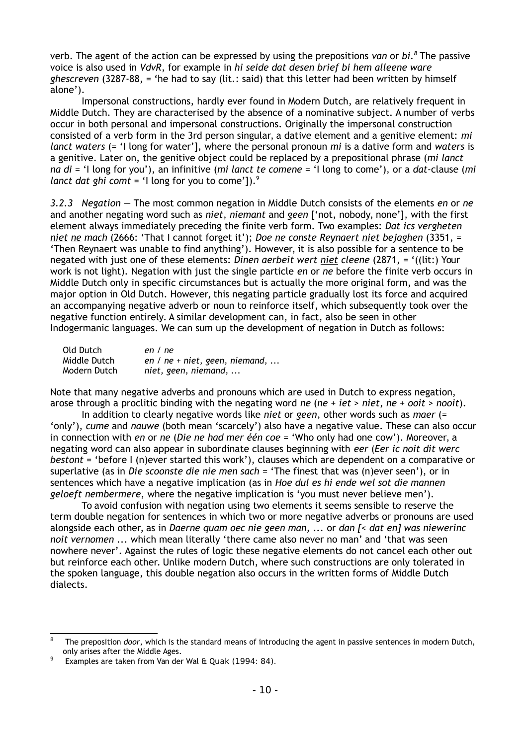verb. The agent of the action can be expressed by using the prepositions *van* or *bi*.[8] The passive voice is also used in *VdvR*, for example in *hi seide dat desen brief bi hem alleene ware ghescreven* (3287-88, = 'he had to say (lit.: said) that this letter had been written by himself alone').

Impersonal constructions, hardly ever found in Modern Dutch, are relatively frequent in Middle Dutch. They are characterised by the absence of a nominative subject. A number of verbs occur in both personal and impersonal constructions. Originally the impersonal construction consisted of a verb form in the 3rd person singular, a dative element and a genitive element: *mi lanct waters* (= 'I long for water'], where the personal pronoun *mi* is a dative form and *waters* is a genitive. Later on, the genitive object could be replaced by a prepositional phrase (*mi lanct na di* = 'I long for you'), an infinitive (*mi lanct te comene* = 'I long to come'), or a *dat*-clause (*mi lanct dat ghi comt* = 'I long for you to come']).[9]

*3.2.3 Negation* — The most common negation in Middle Dutch consists of the elements *en* or *ne* and another negating word such as *niet*, *niemant* and *geen* ['not, nobody, none'], with the first element always immediately preceding the finite verb form. Two examples: *Dat ics vergheten <u>niet</u> <u>ne</u> mach* (2666: 'That I cannot forget it'); *Doe <u>ne</u> conste Reynaert <u>niet</u> bejaghen* (3351, = 'Then Reynaert was unable to find anything'). However, it is also possible for a sentence to be negated with just one of these elements: *Dinen aerbeit wert <u>niet</u> cleene* (2871, = '((lit:) Your work is not light). Negation with just the single particle *en* or *ne* before the finite verb occurs in Middle Dutch only in specific circumstances but is actually the more original form, and was the major option in Old Dutch. However, this negating particle gradually lost its force and acquired an accompanying negative adverb or noun to reinforce itself, which subsequently took over the negative function entirely. A similar development can, in fact, also be seen in other Indogermanic languages. We can sum up the development of negation in Dutch as follows:

| | |
|---|---|
| Old Dutch | *en / ne* |
| Middle Dutch | *en / ne + niet, geen, niemand, ...* |
| Modern Dutch | *niet, geen, niemand, ...* |

Note that many negative adverbs and pronouns which are used in Dutch to express negation, arose through a proclitic binding with the negating word *ne* (*ne + iet > niet*, *ne + ooit > nooit*).

In addition to clearly negative words like *niet* or *geen*, other words such as *maer* (= 'only'), *cume* and *nauwe* (both mean 'scarcely') also have a negative value. These can also occur in connection with *en* or *ne* (*Die ne had mer één coe* = 'Who only had one cow'). Moreover, a negating word can also appear in subordinate clauses beginning with *eer* (*Eer ic noit dit werc bestont* = 'before I (n)ever started this work'), clauses which are dependent on a comparative or superlative (as in *Die scoonste die nie men sach* = 'The finest that was (n)ever seen'), or in sentences which have a negative implication (as in *Hoe dul es hi ende wel sot die mannen geloeft nembermere*, where the negative implication is 'you must never believe men').

To avoid confusion with negation using two elements it seems sensible to reserve the term double negation for sentences in which two or more negative adverbs or pronouns are used alongside each other, as in *Daerne quam oec nie geen man, ...* or *dan [< dat en] was niewerinc noit vernomen ...* which mean literally 'there came also never no man' and 'that was seen nowhere never'. Against the rules of logic these negative elements do not cancel each other out but reinforce each other. Unlike modern Dutch, where such constructions are only tolerated in the spoken language, this double negation also occurs in the written forms of Middle Dutch dialects.

---

[8] The preposition *door*, which is the standard means of introducing the agent in passive sentences in modern Dutch, only arises after the Middle Ages.

[9] Examples are taken from Van der Wal & Quak (1994: 84).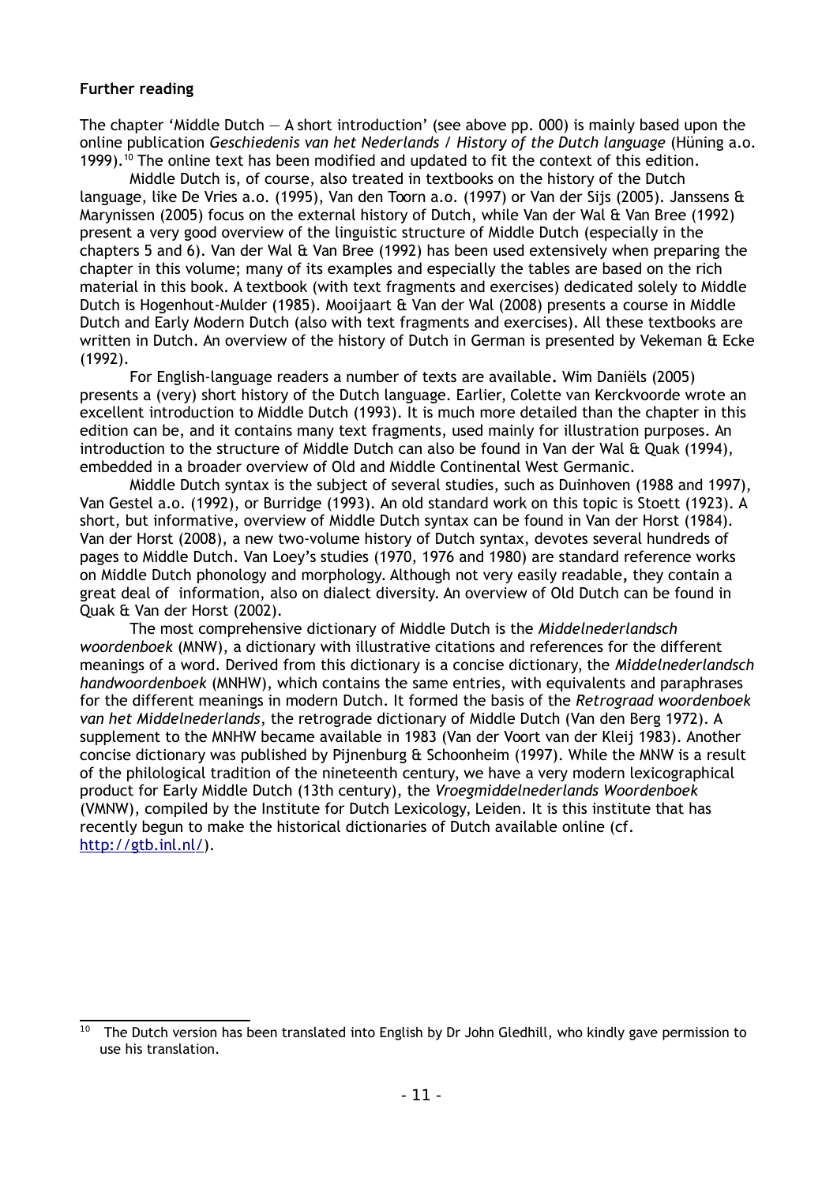**Further reading**

The chapter 'Middle Dutch — A short introduction' (see above pp. 000) is mainly based upon the online publication *Geschiedenis van het Nederlands / History of the Dutch language* (Hüning a.o. 1999).[10] The online text has been modified and updated to fit the context of this edition.

Middle Dutch is, of course, also treated in textbooks on the history of the Dutch language, like De Vries a.o. (1995), Van den Toorn a.o. (1997) or Van der Sijs (2005). Janssens & Marynissen (2005) focus on the external history of Dutch, while Van der Wal & Van Bree (1992) present a very good overview of the linguistic structure of Middle Dutch (especially in the chapters 5 and 6). Van der Wal & Van Bree (1992) has been used extensively when preparing the chapter in this volume; many of its examples and especially the tables are based on the rich material in this book. A textbook (with text fragments and exercises) dedicated solely to Middle Dutch is Hogenhout-Mulder (1985). Mooijaart & Van der Wal (2008) presents a course in Middle Dutch and Early Modern Dutch (also with text fragments and exercises). All these textbooks are written in Dutch. An overview of the history of Dutch in German is presented by Vekeman & Ecke (1992).

For English-language readers a number of texts are available. Wim Daniëls (2005) presents a (very) short history of the Dutch language. Earlier, Colette van Kerckvoorde wrote an excellent introduction to Middle Dutch (1993). It is much more detailed than the chapter in this edition can be, and it contains many text fragments, used mainly for illustration purposes. An introduction to the structure of Middle Dutch can also be found in Van der Wal & Quak (1994), embedded in a broader overview of Old and Middle Continental West Germanic.

Middle Dutch syntax is the subject of several studies, such as Duinhoven (1988 and 1997), Van Gestel a.o. (1992), or Burridge (1993). An old standard work on this topic is Stoett (1923). A short, but informative, overview of Middle Dutch syntax can be found in Van der Horst (1984). Van der Horst (2008), a new two-volume history of Dutch syntax, devotes several hundreds of pages to Middle Dutch. Van Loey's studies (1970, 1976 and 1980) are standard reference works on Middle Dutch phonology and morphology. Although not very easily readable, they contain a great deal of information, also on dialect diversity. An overview of Old Dutch can be found in Quak & Van der Horst (2002).

The most comprehensive dictionary of Middle Dutch is the *Middelnederlandsch woordenboek* (MNW), a dictionary with illustrative citations and references for the different meanings of a word. Derived from this dictionary is a concise dictionary, the *Middelnederlandsch handwoordenboek* (MNHW), which contains the same entries, with equivalents and paraphrases for the different meanings in modern Dutch. It formed the basis of the *Retrograad woordenboek van het Middelnederlands*, the retrograde dictionary of Middle Dutch (Van den Berg 1972). A supplement to the MNHW became available in 1983 (Van der Voort van der Kleij 1983). Another concise dictionary was published by Pijnenburg & Schoonheim (1997). While the MNW is a result of the philological tradition of the nineteenth century, we have a very modern lexicographical product for Early Middle Dutch (13th century), the *Vroegmiddelnederlands Woordenboek* (VMNW), compiled by the Institute for Dutch Lexicology, Leiden. It is this institute that has recently begun to make the historical dictionaries of Dutch available online (cf. http://gtb.inl.nl/).

---

[10] The Dutch version has been translated into English by Dr John Gledhill, who kindly gave permission to use his translation.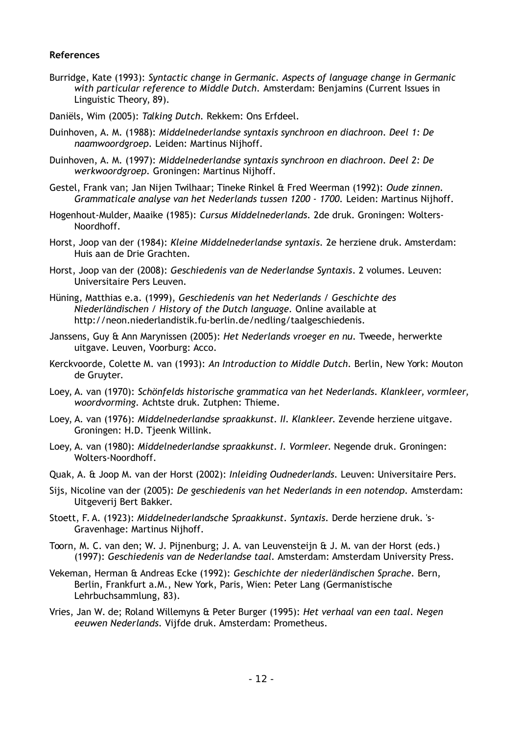**References**

Burridge, Kate (1993): *Syntactic change in Germanic. Aspects of language change in Germanic with particular reference to Middle Dutch*. Amsterdam: Benjamins (Current Issues in Linguistic Theory, 89).

Daniëls, Wim (2005): *Talking Dutch*. Rekkem: Ons Erfdeel.

Duinhoven, A. M. (1988): *Middelnederlandse syntaxis synchroon en diachroon. Deel 1: De naamwoordgroep*. Leiden: Martinus Nijhoff.

Duinhoven, A. M. (1997): *Middelnederlandse syntaxis synchroon en diachroon. Deel 2: De werkwoordgroep*. Groningen: Martinus Nijhoff.

Gestel, Frank van; Jan Nijen Twilhaar; Tineke Rinkel & Fred Weerman (1992): *Oude zinnen. Grammaticale analyse van het Nederlands tussen 1200 - 1700*. Leiden: Martinus Nijhoff.

Hogenhout-Mulder, Maaike (1985): *Cursus Middelnederlands*. 2de druk. Groningen: Wolters-Noordhoff.

Horst, Joop van der (1984): *Kleine Middelnederlandse syntaxis*. 2e herziene druk. Amsterdam: Huis aan de Drie Grachten.

Horst, Joop van der (2008): *Geschiedenis van de Nederlandse Syntaxis*. 2 volumes. Leuven: Universitaire Pers Leuven.

Hüning, Matthias e.a. (1999), *Geschiedenis van het Nederlands / Geschichte des Niederländischen / History of the Dutch language*. Online available at http://neon.niederlandistik.fu-berlin.de/nedling/taalgeschiedenis.

Janssens, Guy & Ann Marynissen (2005): *Het Nederlands vroeger en nu*. Tweede, herwerkte uitgave. Leuven, Voorburg: Acco.

Kerckvoorde, Colette M. van (1993): *An Introduction to Middle Dutch*. Berlin, New York: Mouton de Gruyter.

Loey, A. van (1970): *Schönfelds historische grammatica van het Nederlands. Klankleer, vormleer, woordvorming*. Achtste druk. Zutphen: Thieme.

Loey, A. van (1976): *Middelnederlandse spraakkunst. II. Klankleer*. Zevende herziene uitgave. Groningen: H.D. Tjeenk Willink.

Loey, A. van (1980): *Middelnederlandse spraakkunst. I. Vormleer*. Negende druk. Groningen: Wolters-Noordhoff.

Quak, A. & Joop M. van der Horst (2002): *Inleiding Oudnederlands*. Leuven: Universitaire Pers.

Sijs, Nicoline van der (2005): *De geschiedenis van het Nederlands in een notendop*. Amsterdam: Uitgeverij Bert Bakker.

Stoett, F. A. (1923): *Middelnederlandsche Spraakkunst. Syntaxis*. Derde herziene druk. 's-Gravenhage: Martinus Nijhoff.

Toorn, M. C. van den; W. J. Pijnenburg; J. A. van Leuvensteijn & J. M. van der Horst (eds.) (1997): *Geschiedenis van de Nederlandse taal*. Amsterdam: Amsterdam University Press.

Vekeman, Herman & Andreas Ecke (1992): *Geschichte der niederländischen Sprache*. Bern, Berlin, Frankfurt a.M., New York, Paris, Wien: Peter Lang (Germanistische Lehrbuchsammlung, 83).

Vries, Jan W. de; Roland Willemyns & Peter Burger (1995): *Het verhaal van een taal. Negen eeuwen Nederlands*. Vijfde druk. Amsterdam: Prometheus.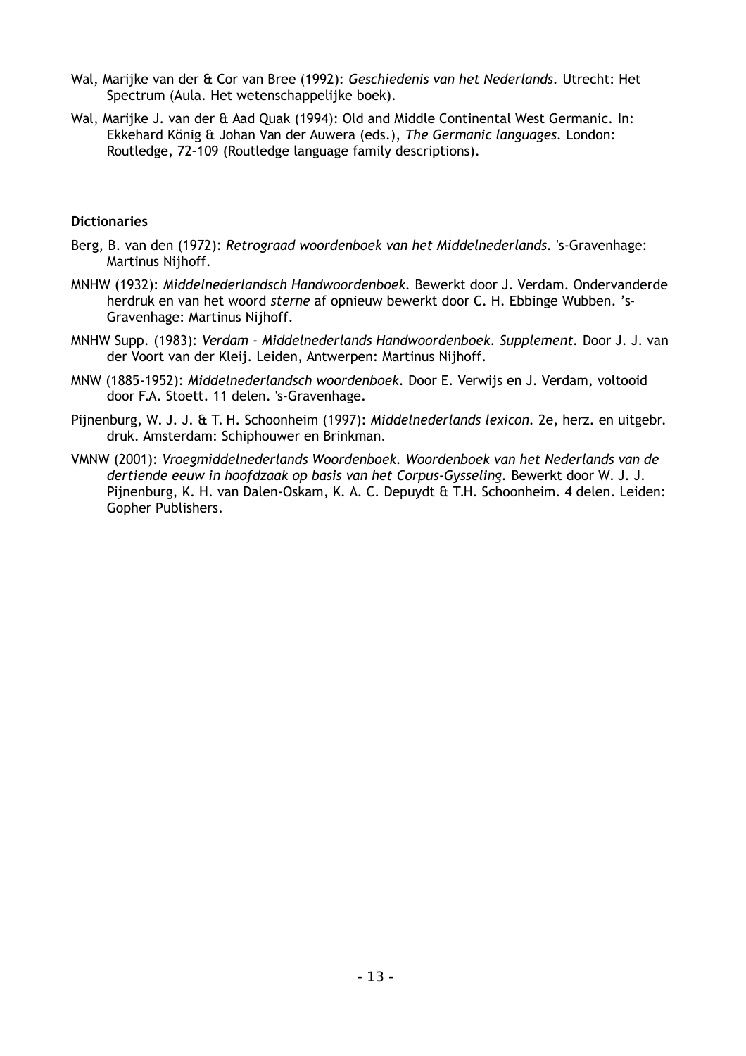Wal, Marijke van der & Cor van Bree (1992): *Geschiedenis van het Nederlands*. Utrecht: Het Spectrum (Aula. Het wetenschappelijke boek).

Wal, Marijke J. van der & Aad Quak (1994): Old and Middle Continental West Germanic. In: Ekkehard König & Johan Van der Auwera (eds.), *The Germanic languages*. London: Routledge, 72–109 (Routledge language family descriptions).

**Dictionaries**

Berg, B. van den (1972): *Retrograad woordenboek van het Middelnederlands*. 's-Gravenhage: Martinus Nijhoff.

MNHW (1932): *Middelnederlandsch Handwoordenboek*. Bewerkt door J. Verdam. Ondervanderde herdruk en van het woord *sterne* af opnieuw bewerkt door C. H. Ebbinge Wubben. 's-Gravenhage: Martinus Nijhoff.

MNHW Supp. (1983): *Verdam - Middelnederlands Handwoordenboek. Supplement*. Door J. J. van der Voort van der Kleij. Leiden, Antwerpen: Martinus Nijhoff.

MNW (1885-1952): *Middelnederlandsch woordenboek*. Door E. Verwijs en J. Verdam, voltooid door F.A. Stoett. 11 delen. 's-Gravenhage.

Pijnenburg, W. J. J. & T. H. Schoonheim (1997): *Middelnederlands lexicon*. 2e, herz. en uitgebr. druk. Amsterdam: Schiphouwer en Brinkman.

VMNW (2001): *Vroegmiddelnederlands Woordenboek. Woordenboek van het Nederlands van de dertiende eeuw in hoofdzaak op basis van het Corpus-Gysseling*. Bewerkt door W. J. J. Pijnenburg, K. H. van Dalen-Oskam, K. A. C. Depuydt & T.H. Schoonheim. 4 delen. Leiden: Gopher Publishers.